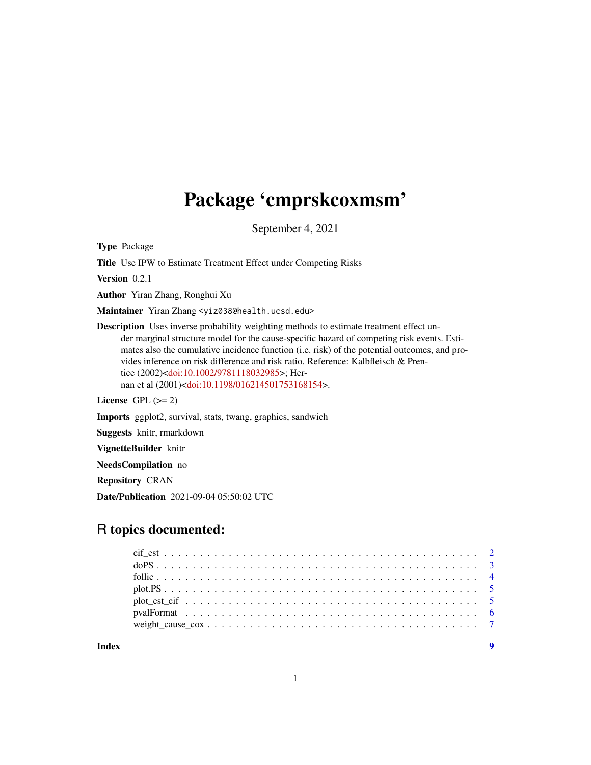# Package 'cmprskcoxmsm'

September 4, 2021

**Type** Package

**Title** Use IPW to Estimate Treatment Effect under Competing Risks

**Version** 0.2.1

**Author** Yiran Zhang, Ronghui Xu

**Maintainer** Yiran Zhang <yiz038@health.ucsd.edu>

**Description** Uses inverse probability weighting methods to estimate treatment effect under marginal structure model for the cause-specific hazard of competing risk events. Estimates also the cumulative incidence function (i.e. risk) of the potential outcomes, and provides inference on risk difference and risk ratio. Reference: Kalbfleisch & Prentice (2002)<doi:10.1002/9781118032985>; Hernan et al (2001)<doi:10.1198/016214501753168154>.

**License** GPL (>= 2)

**Imports** ggplot2, survival, stats, twang, graphics, sandwich

**Suggests** knitr, rmarkdown

**VignetteBuilder** knitr

**NeedsCompilation** no

**Repository** CRAN

**Date/Publication** 2021-09-04 05:50:02 UTC

## R topics documented:

- cif_est . . . . . . . . . . . . . . . . . . . . . . . . . . . . . . . . . . . . . . . . . . 2
- doPS . . . . . . . . . . . . . . . . . . . . . . . . . . . . . . . . . . . . . . . . . . . 3
- follic . . . . . . . . . . . . . . . . . . . . . . . . . . . . . . . . . . . . . . . . . . . 4
- plot.PS . . . . . . . . . . . . . . . . . . . . . . . . . . . . . . . . . . . . . . . . . . 5
- plot_est_cif . . . . . . . . . . . . . . . . . . . . . . . . . . . . . . . . . . . . . . . 5
- pvalFormat . . . . . . . . . . . . . . . . . . . . . . . . . . . . . . . . . . . . . . . 6
- weight_cause_cox . . . . . . . . . . . . . . . . . . . . . . . . . . . . . . . . . . . . 7

**Index** 9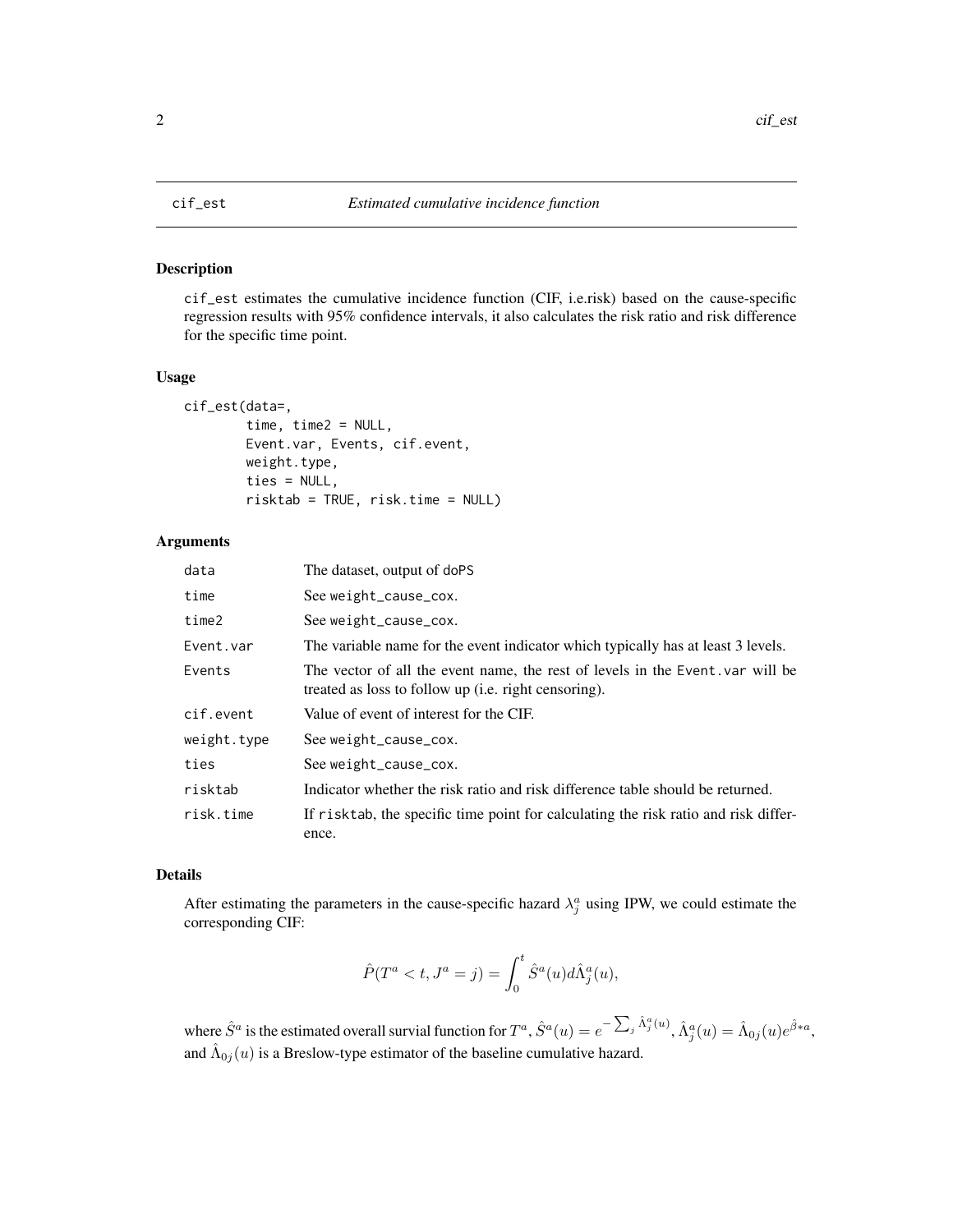# cif_est — *Estimated cumulative incidence function*

## Description

cif_est estimates the cumulative incidence function (CIF, i.e.risk) based on the cause-specific regression results with 95% confidence intervals, it also calculates the risk ratio and risk difference for the specific time point.

## Usage

```
cif_est(data=,
        time, time2 = NULL,
        Event.var, Events, cif.event,
        weight.type,
        ties = NULL,
        risktab = TRUE, risk.time = NULL)
```

## Arguments

| | |
|---|---|
| data | The dataset, output of doPS |
| time | See weight_cause_cox. |
| time2 | See weight_cause_cox. |
| Event.var | The variable name for the event indicator which typically has at least 3 levels. |
| Events | The vector of all the event name, the rest of levels in the Event.var will be treated as loss to follow up (i.e. right censoring). |
| cif.event | Value of event of interest for the CIF. |
| weight.type | See weight_cause_cox. |
| ties | See weight_cause_cox. |
| risktab | Indicator whether the risk ratio and risk difference table should be returned. |
| risk.time | If risktab, the specific time point for calculating the risk ratio and risk difference. |

## Details

After estimating the parameters in the cause-specific hazard $\lambda_j^a$ using IPW, we could estimate the corresponding CIF:

$$\hat{P}(T^a < t, J^a = j) = \int_0^t \hat{S}^a(u) d\hat{\Lambda}_j^a(u),$$

where $\hat{S}^a$ is the estimated overall survial function for $T^a$, $\hat{S}^a(u) = e^{-\sum_j \hat{\Lambda}_j^a(u)}$, $\hat{\Lambda}_j^a(u) = \hat{\Lambda}_{0j}(u)e^{\hat{\beta}*a}$, and $\hat{\Lambda}_{0j}(u)$ is a Breslow-type estimator of the baseline cumulative hazard.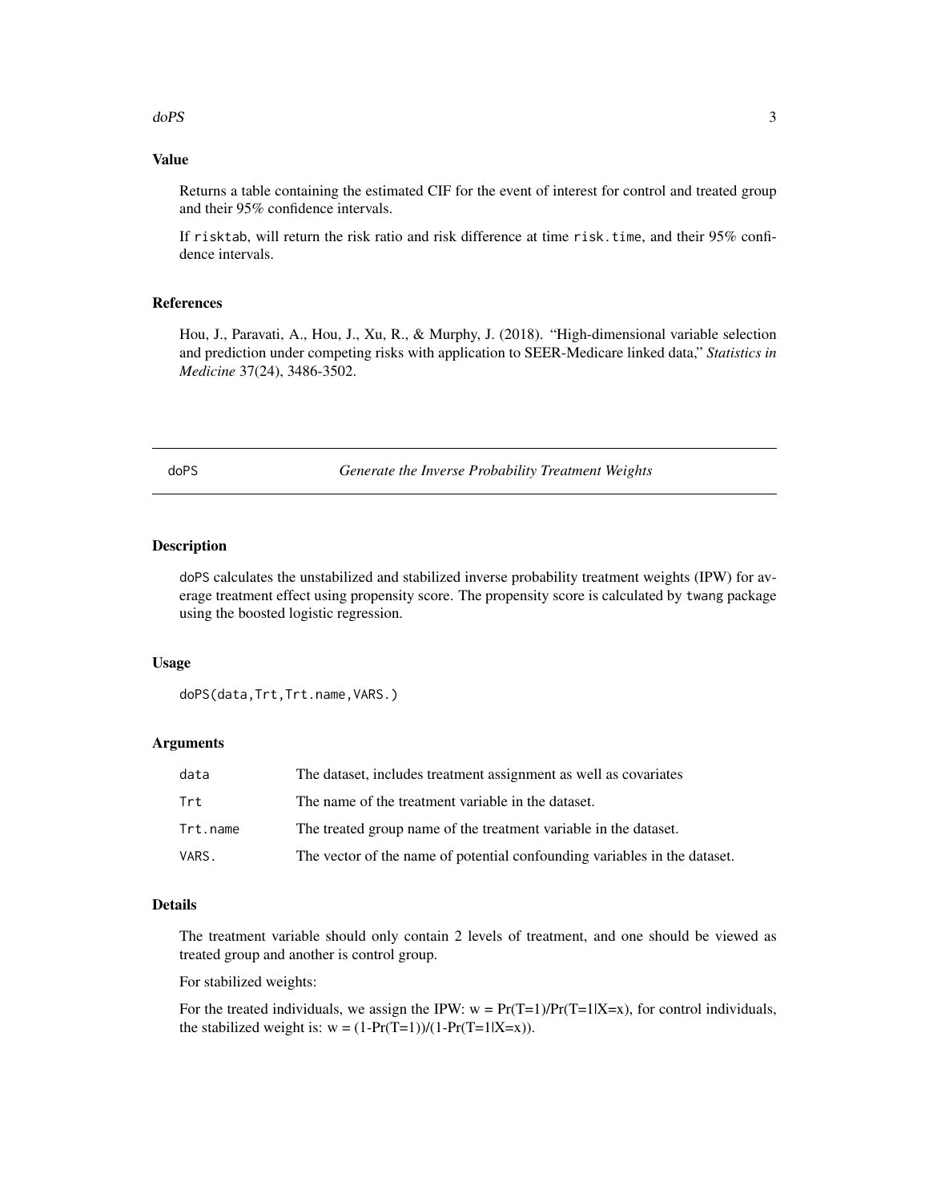## Value

Returns a table containing the estimated CIF for the event of interest for control and treated group and their 95% confidence intervals.

If `risktab`, will return the risk ratio and risk difference at time `risk.time`, and their 95% confidence intervals.

## References

Hou, J., Paravati, A., Hou, J., Xu, R., & Murphy, J. (2018). "High-dimensional variable selection and prediction under competing risks with application to SEER-Medicare linked data," *Statistics in Medicine* 37(24), 3486-3502.

---

# doPS — *Generate the Inverse Probability Treatment Weights*

---

## Description

`doPS` calculates the unstabilized and stabilized inverse probability treatment weights (IPW) for average treatment effect using propensity score. The propensity score is calculated by `twang` package using the boosted logistic regression.

## Usage

```
doPS(data,Trt,Trt.name,VARS.)
```

## Arguments

| | |
|---|---|
| `data` | The dataset, includes treatment assignment as well as covariates |
| `Trt` | The name of the treatment variable in the dataset. |
| `Trt.name` | The treated group name of the treatment variable in the dataset. |
| `VARS.` | The vector of the name of potential confounding variables in the dataset. |

## Details

The treatment variable should only contain 2 levels of treatment, and one should be viewed as treated group and another is control group.

For stabilized weights:

For the treated individuals, we assign the IPW: $w = Pr(T=1)/Pr(T=1|X=x)$, for control individuals, the stabilized weight is: $w = (1-Pr(T=1))/(1-Pr(T=1|X=x))$.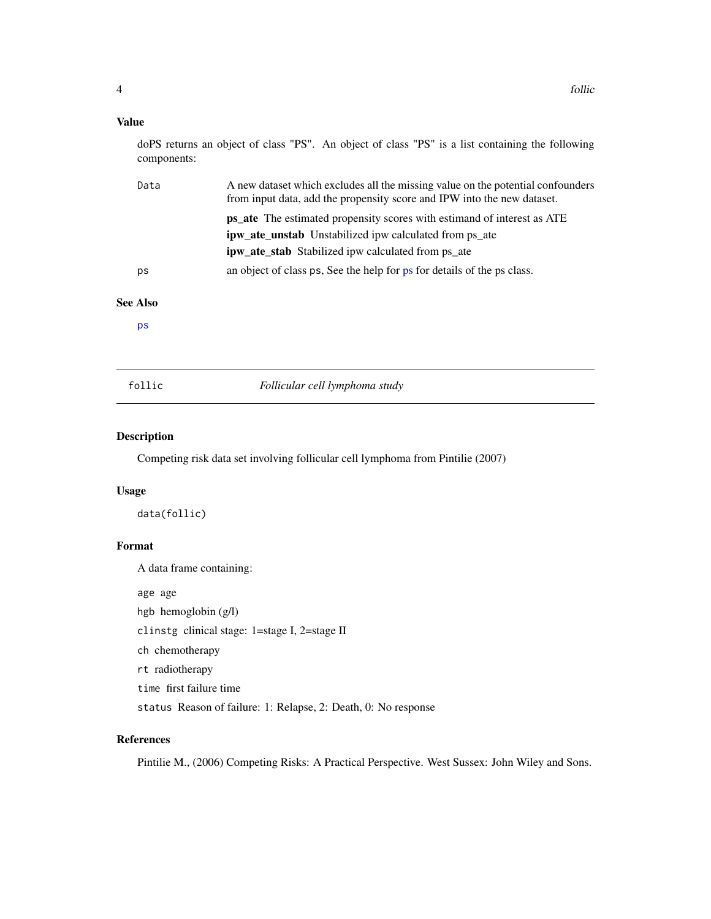### Value

doPS returns an object of class "PS". An object of class "PS" is a list containing the following components:

- `Data` A new dataset which excludes all the missing value on the potential confounders from input data, add the propensity score and IPW into the new dataset.
  - **ps_ate** The estimated propensity scores with estimand of interest as ATE
  - **ipw_ate_unstab** Unstabilized ipw calculated from ps_ate
  - **ipw_ate_stab** Stabilized ipw calculated from ps_ate
- `ps` an object of class ps, See the help for ps for details of the ps class.

### See Also

`ps`

---

## follic — *Follicular cell lymphoma study*

### Description

Competing risk data set involving follicular cell lymphoma from Pintilie (2007)

### Usage

```
data(follic)
```

### Format

A data frame containing:

- `age` age
- `hgb` hemoglobin (g/l)
- `clinstg` clinical stage: 1=stage I, 2=stage II
- `ch` chemotherapy
- `rt` radiotherapy
- `time` first failure time
- `status` Reason of failure: 1: Relapse, 2: Death, 0: No response

### References

Pintilie M., (2006) Competing Risks: A Practical Perspective. West Sussex: John Wiley and Sons.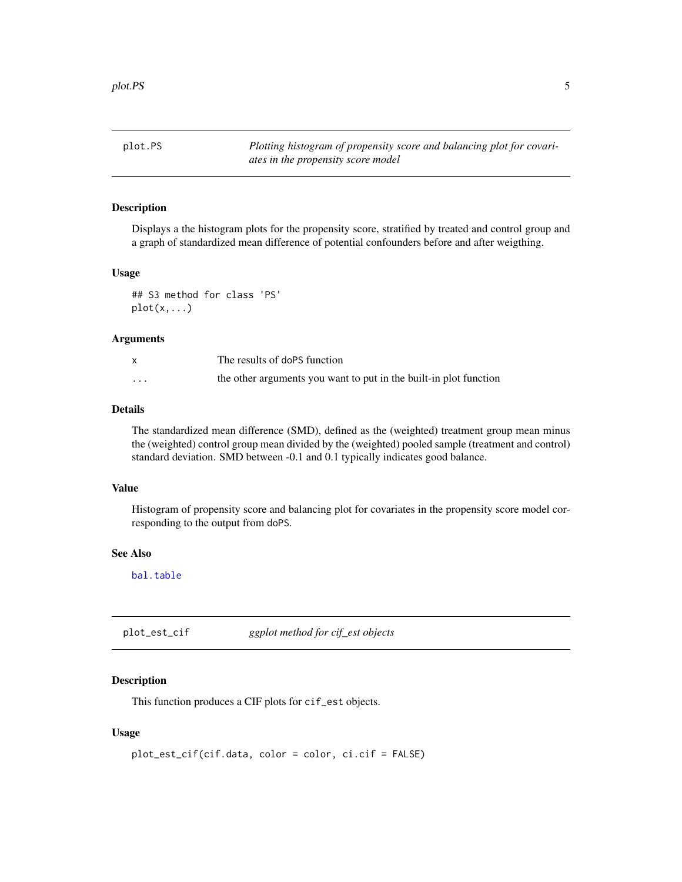## plot.PS — *Plotting histogram of propensity score and balancing plot for covariates in the propensity score model*

### Description

Displays a the histogram plots for the propensity score, stratified by treated and control group and a graph of standardized mean difference of potential confounders before and after weigthing.

### Usage

```
## S3 method for class 'PS'
plot(x,...)
```

### Arguments

| | |
|---|---|
| x | The results of doPS function |
| ... | the other arguments you want to put in the built-in plot function |

### Details

The standardized mean difference (SMD), defined as the (weighted) treatment group mean minus the (weighted) control group mean divided by the (weighted) pooled sample (treatment and control) standard deviation. SMD between -0.1 and 0.1 typically indicates good balance.

### Value

Histogram of propensity score and balancing plot for covariates in the propensity score model corresponding to the output from doPS.

### See Also

bal.table

## plot_est_cif — *ggplot method for cif_est objects*

### Description

This function produces a CIF plots for cif_est objects.

### Usage

```
plot_est_cif(cif.data, color = color, ci.cif = FALSE)
```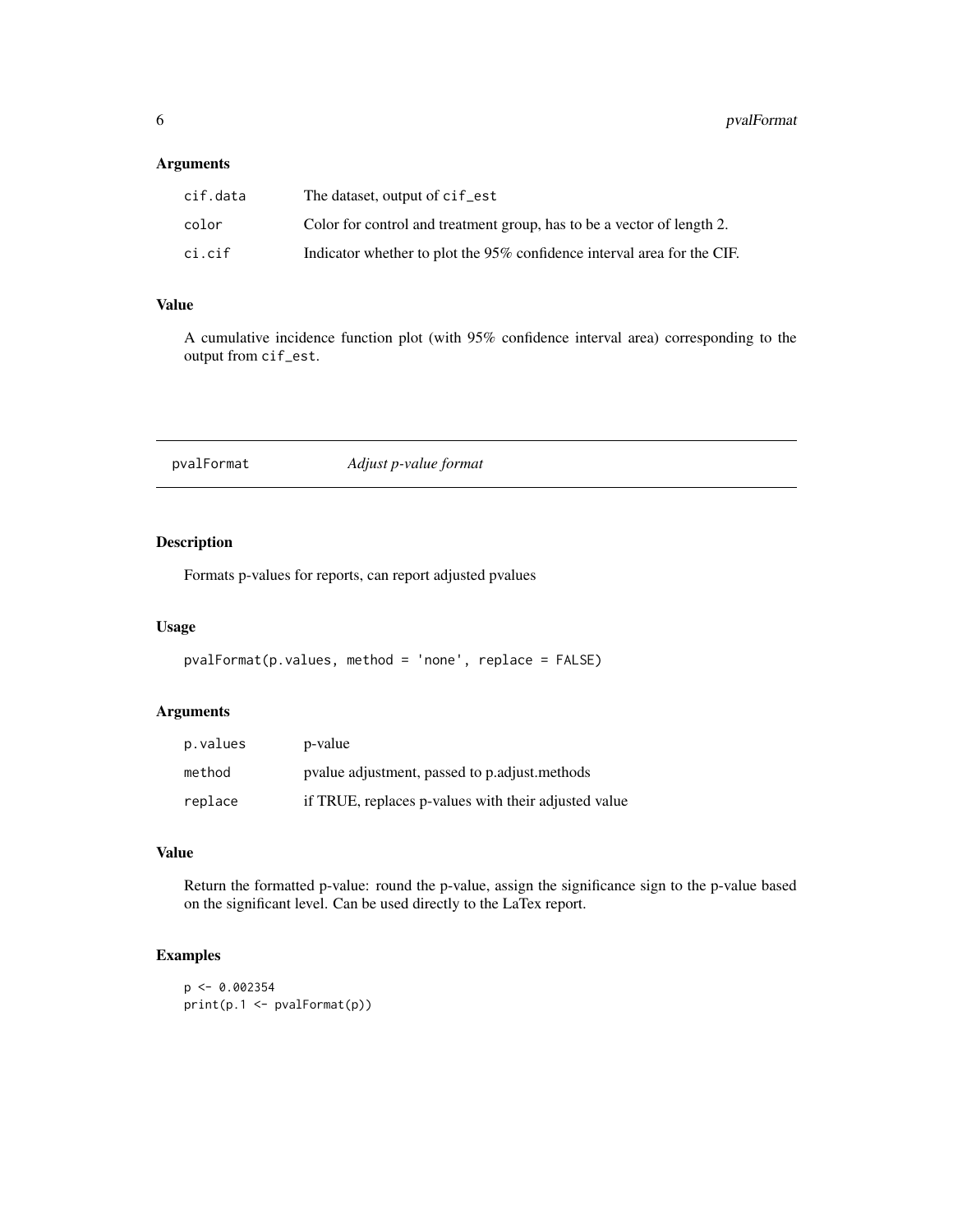### Arguments

| | |
|---|---|
| `cif.data` | The dataset, output of `cif_est` |
| `color` | Color for control and treatment group, has to be a vector of length 2. |
| `ci.cif` | Indicator whether to plot the 95% confidence interval area for the CIF. |

### Value

A cumulative incidence function plot (with 95% confidence interval area) corresponding to the output from `cif_est`.

---

## `pvalFormat` *Adjust p-value format*

---

### Description

Formats p-values for reports, can report adjusted pvalues

### Usage

```
pvalFormat(p.values, method = 'none', replace = FALSE)
```

### Arguments

| | |
|---|---|
| `p.values` | p-value |
| `method` | pvalue adjustment, passed to p.adjust.methods |
| `replace` | if TRUE, replaces p-values with their adjusted value |

### Value

Return the formatted p-value: round the p-value, assign the significance sign to the p-value based on the significant level. Can be used directly to the LaTex report.

### Examples

```
p <- 0.002354
print(p.1 <- pvalFormat(p))
```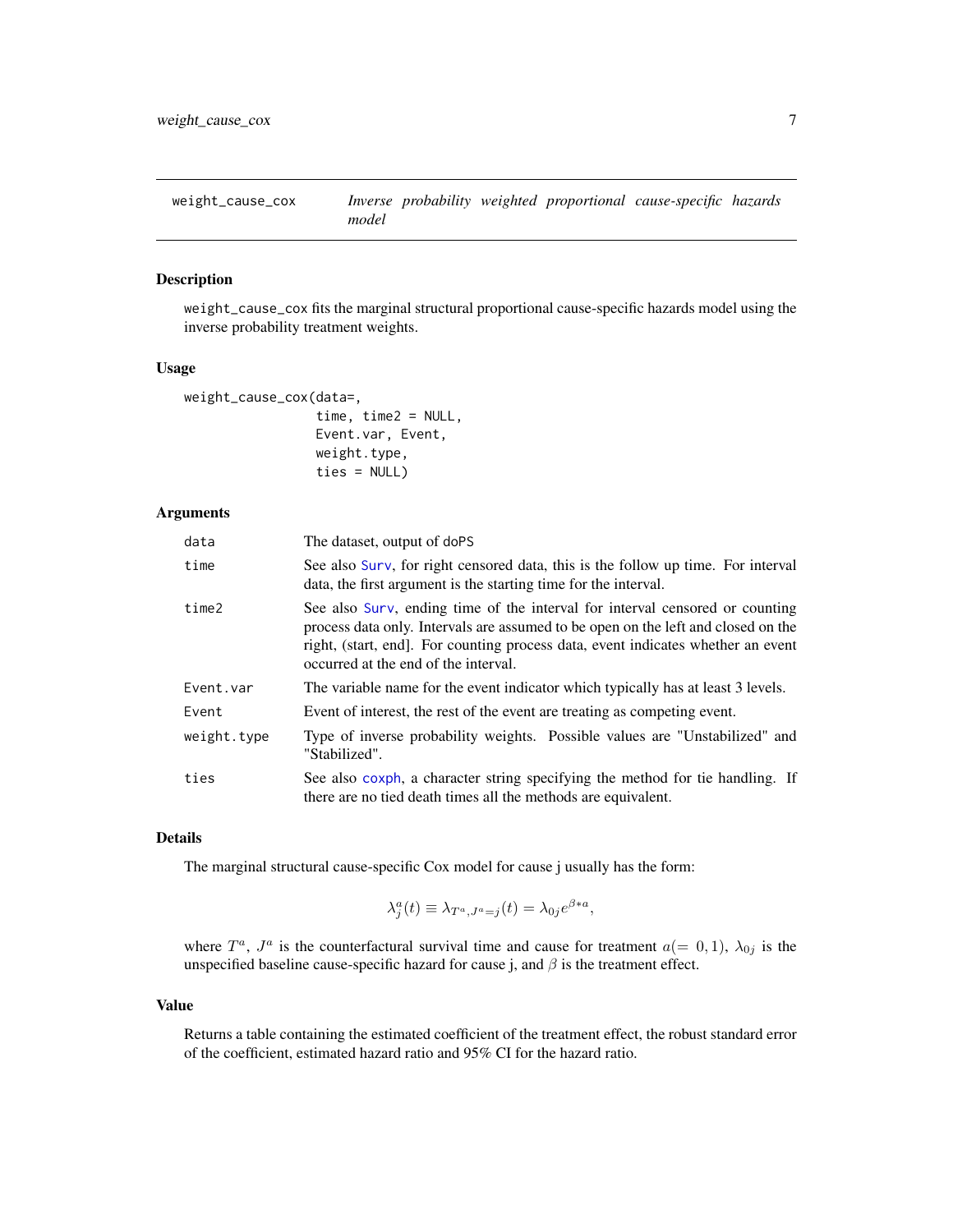weight_cause_cox    *Inverse probability weighted proportional cause-specific hazards model*

## Description

weight_cause_cox fits the marginal structural proportional cause-specific hazards model using the inverse probability treatment weights.

## Usage

```
weight_cause_cox(data=,
                 time, time2 = NULL,
                 Event.var, Event,
                 weight.type,
                 ties = NULL)
```

## Arguments

| | |
|---|---|
| data | The dataset, output of doPS |
| time | See also Surv, for right censored data, this is the follow up time. For interval data, the first argument is the starting time for the interval. |
| time2 | See also Surv, ending time of the interval for interval censored or counting process data only. Intervals are assumed to be open on the left and closed on the right, (start, end]. For counting process data, event indicates whether an event occurred at the end of the interval. |
| Event.var | The variable name for the event indicator which typically has at least 3 levels. |
| Event | Event of interest, the rest of the event are treating as competing event. |
| weight.type | Type of inverse probability weights. Possible values are "Unstabilized" and "Stabilized". |
| ties | See also coxph, a character string specifying the method for tie handling. If there are no tied death times all the methods are equivalent. |

## Details

The marginal structural cause-specific Cox model for cause j usually has the form:

$$\lambda_j^a(t) \equiv \lambda_{T^a,J^a=j}(t) = \lambda_{0j} e^{\beta * a},$$

where $T^a$, $J^a$ is the counterfactural survival time and cause for treatment $a (= 0, 1)$, $\lambda_{0j}$ is the unspecified baseline cause-specific hazard for cause j, and $\beta$ is the treatment effect.

## Value

Returns a table containing the estimated coefficient of the treatment effect, the robust standard error of the coefficient, estimated hazard ratio and 95% CI for the hazard ratio.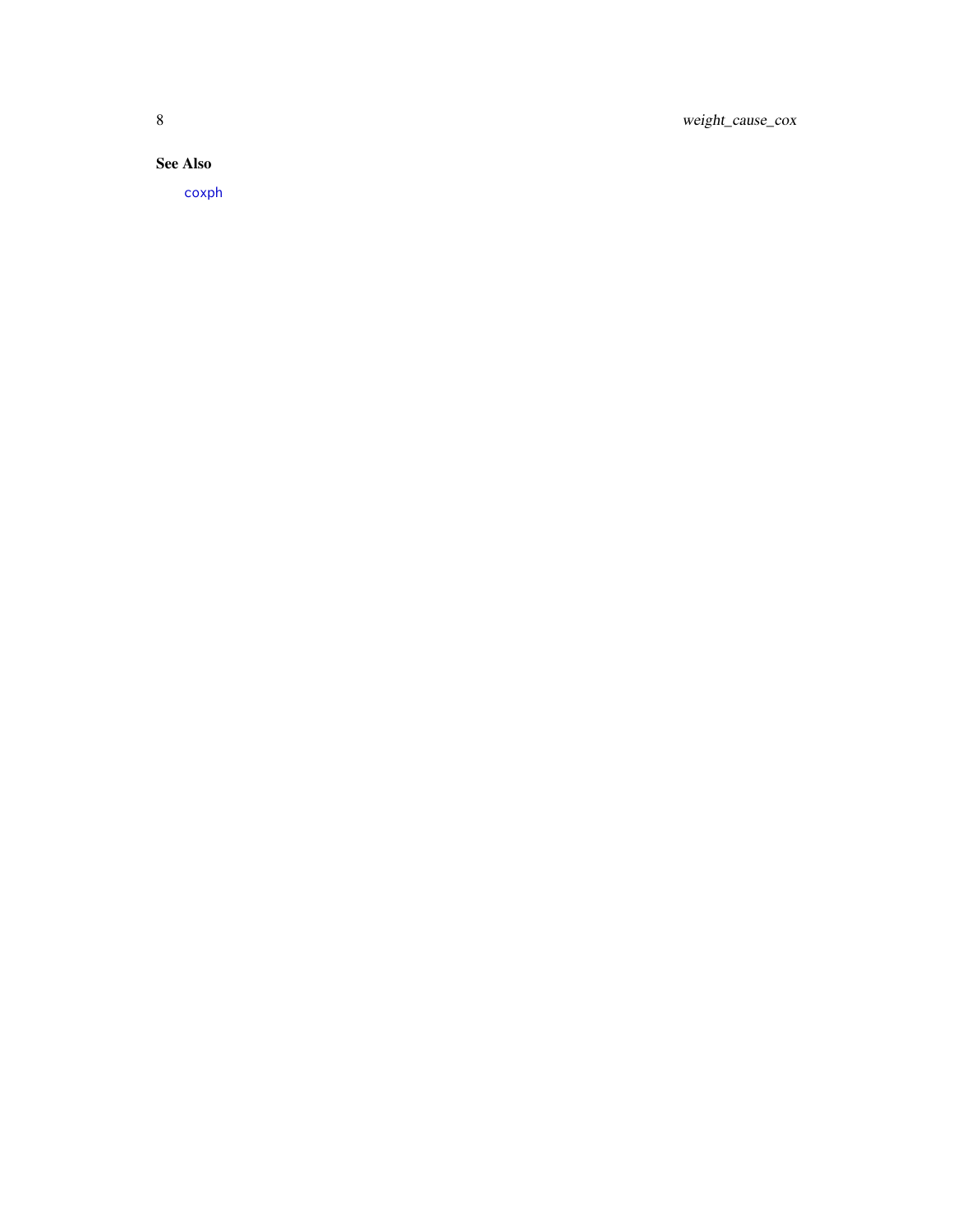### See Also

coxph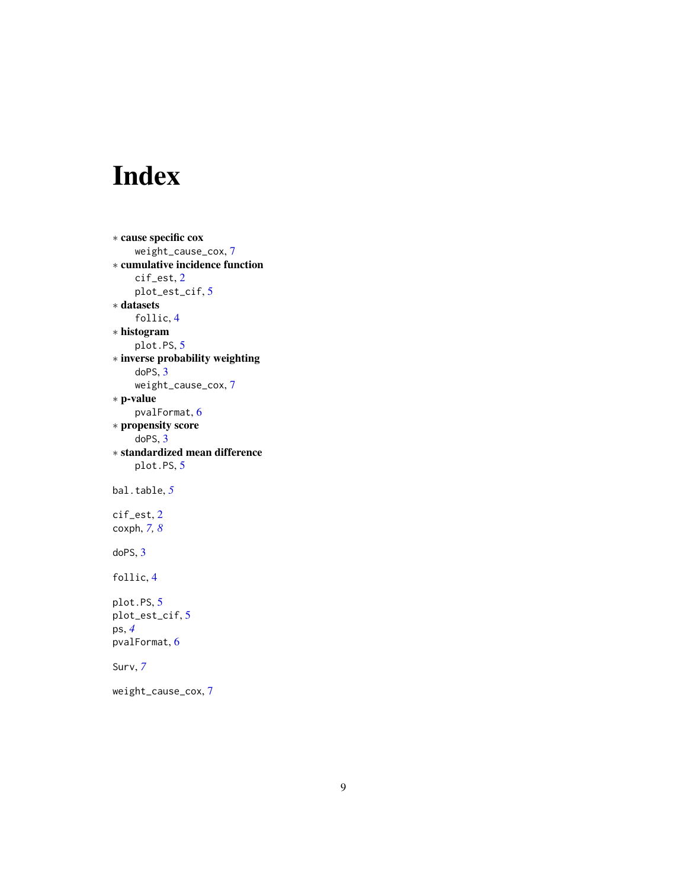# Index

∗ **cause specific cox**
    weight_cause_cox, 7
∗ **cumulative incidence function**
    cif_est, 2
    plot_est_cif, 5
∗ **datasets**
    follic, 4
∗ **histogram**
    plot.PS, 5
∗ **inverse probability weighting**
    doPS, 3
    weight_cause_cox, 7
∗ **p-value**
    pvalFormat, 6
∗ **propensity score**
    doPS, 3
∗ **standardized mean difference**
    plot.PS, 5

bal.table, *5*

cif_est, 2
coxph, *7, 8*

doPS, 3

follic, 4

plot.PS, 5
plot_est_cif, 5
ps, *4*
pvalFormat, 6

Surv, *7*

weight_cause_cox, 7